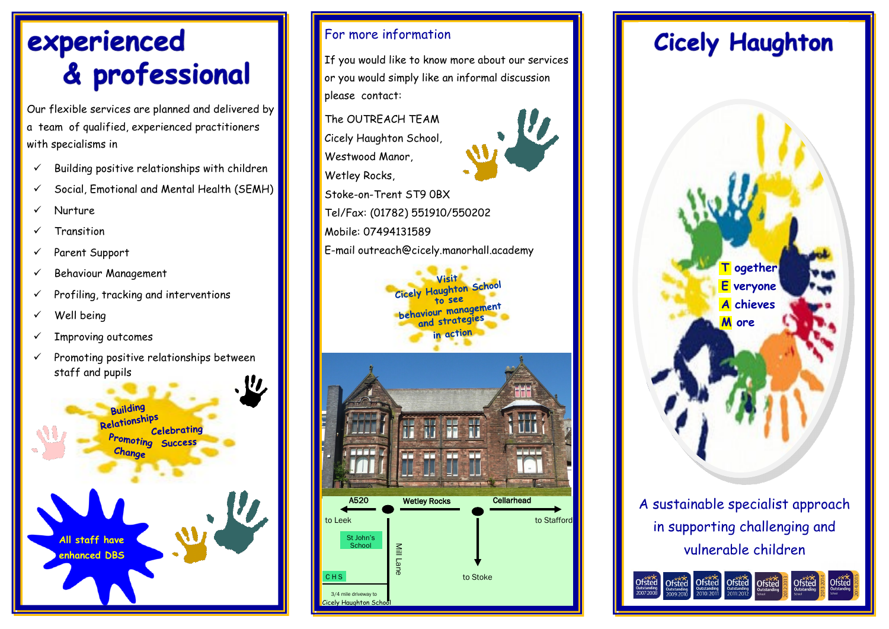# experienced & professional

Our flexible services are planned and delivered by a team of qualified, experienced practitioners with specialisms in

- ✓ Building positive relationships with children
- ✓ Social, Emotional and Mental Health (SEMH)
- ✓ Nurture
- ✓ Transition
- ✓ Parent Support
- ✓ Behaviour Management
- ✓ Profiling, tracking and interventions
- ✓ Well being
- ✓ Improving outcomes
- ✓ Promoting positive relationships between staff and pupils

Building Relationships
Celebrating
Promoting Success
Change

All staff have enhanced DBS

## For more information

If you would like to know more about our services or you would simply like an informal discussion please contact:

The OUTREACH TEAM
Cicely Haughton School,
Westwood Manor,
Wetley Rocks,
Stoke-on-Trent ST9 0BX
Tel/Fax: (01782) 551910/550202
Mobile: 07494131589
E-mail outreach@cicely.manorhall.academy

Visit Cicely Haughton School to see behaviour management and strategies in action

A520
Wetley Rocks
Cellarhead
to Leek
to Stafford
St John's School
Mill Lane
to Stoke
C H S
3/4 mile driveway to Cicely Haughton School

# Cicely Haughton

**T** ogether
**E** veryone
**A** chieves
**M** ore

A sustainable specialist approach in supporting challenging and vulnerable children

Ofsted Outstanding 2007/2008
Ofsted Outstanding 2009/2010
Ofsted Outstanding 2010/2011
Ofsted Outstanding 2011/2012
Ofsted Outstanding School 2012/2013
Ofsted Outstanding School 2013/2014
Ofsted Outstanding School 2014/2015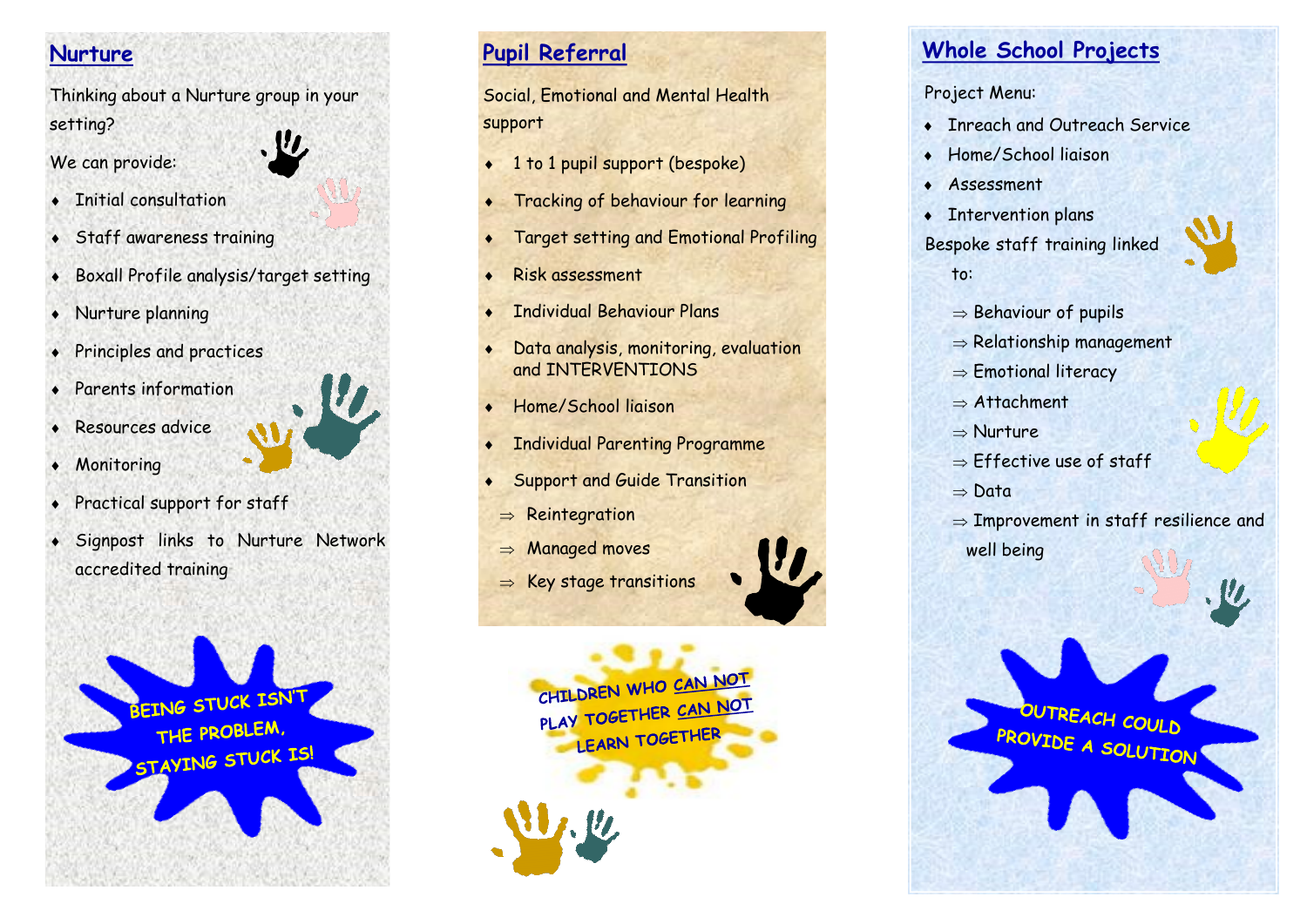## Nurture

Thinking about a Nurture group in your setting?

We can provide:

- Initial consultation
- Staff awareness training
- Boxall Profile analysis/target setting
- Nurture planning
- Principles and practices
- Parents information
- Resources advice
- Monitoring
- Practical support for staff
- Signpost links to Nurture Network accredited training

BEING STUCK ISN'T THE PROBLEM, STAYING STUCK IS!

## Pupil Referral

Social, Emotional and Mental Health support

- 1 to 1 pupil support (bespoke)
- Tracking of behaviour for learning
- Target setting and Emotional Profiling
- Risk assessment
- Individual Behaviour Plans
- Data analysis, monitoring, evaluation and INTERVENTIONS
- Home/School liaison
- Individual Parenting Programme
- Support and Guide Transition
  - ⇒ Reintegration
  - ⇒ Managed moves
  - ⇒ Key stage transitions

CHILDREN WHO CAN NOT PLAY TOGETHER CAN NOT LEARN TOGETHER

## Whole School Projects

Project Menu:

- Inreach and Outreach Service
- Home/School liaison
- Assessment
- Intervention plans

Bespoke staff training linked to:

- ⇒ Behaviour of pupils
- ⇒ Relationship management
- ⇒ Emotional literacy
- ⇒ Attachment
- ⇒ Nurture
- ⇒ Effective use of staff
- ⇒ Data
- ⇒ Improvement in staff resilience and well being

OUTREACH COULD PROVIDE A SOLUTION